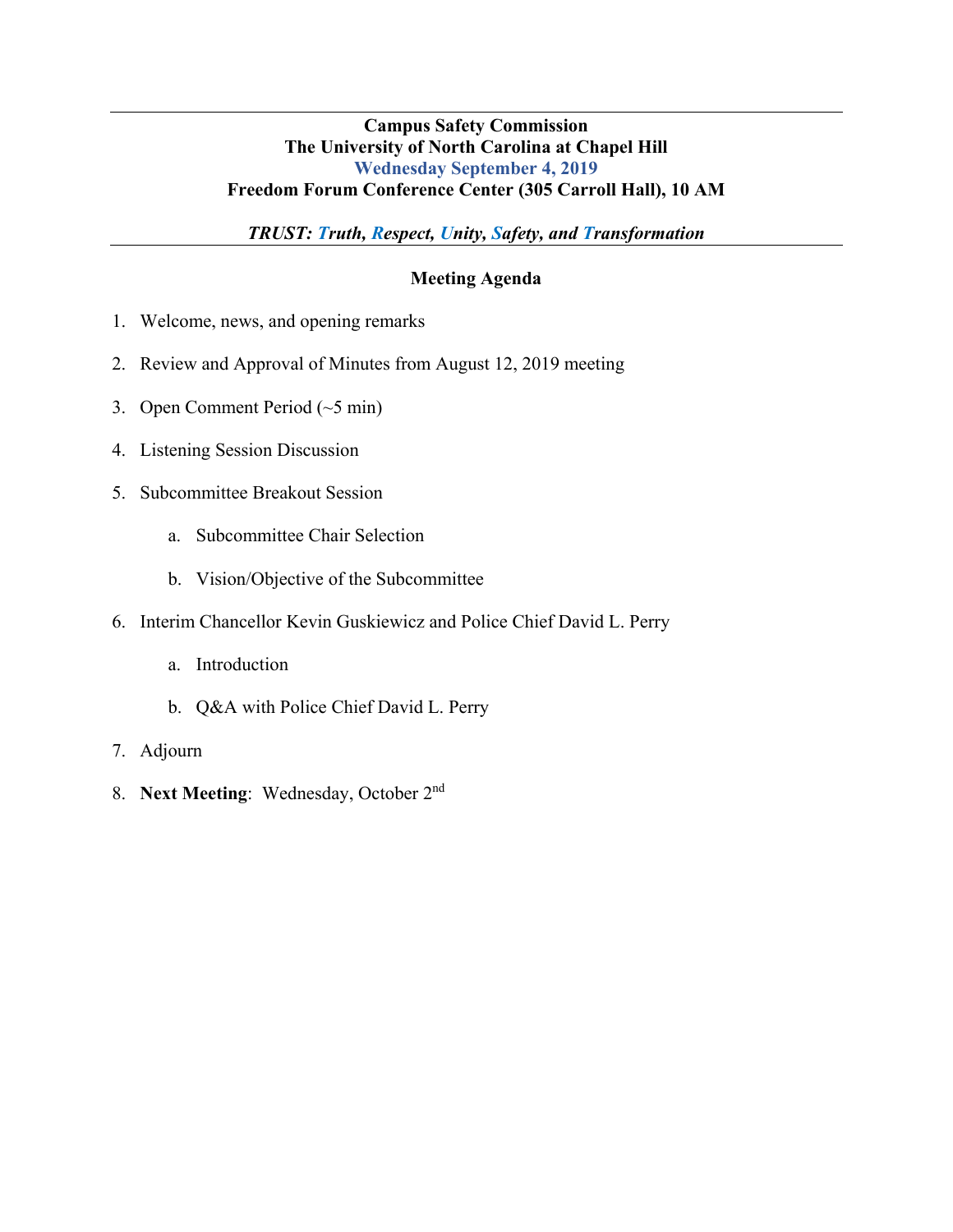**Campus Safety Commission**
**The University of North Carolina at Chapel Hill**
**Wednesday September 4, 2019**
**Freedom Forum Conference Center (305 Carroll Hall), 10 AM**

***TRUST: Truth, Respect, Unity, Safety, and Transformation***

---

## Meeting Agenda

1. Welcome, news, and opening remarks
2. Review and Approval of Minutes from August 12, 2019 meeting
3. Open Comment Period (~5 min)
4. Listening Session Discussion
5. Subcommittee Breakout Session
    a. Subcommittee Chair Selection
    b. Vision/Objective of the Subcommittee
6. Interim Chancellor Kevin Guskiewicz and Police Chief David L. Perry
    a. Introduction
    b. Q&A with Police Chief David L. Perry
7. Adjourn
8. **Next Meeting**: Wednesday, October 2nd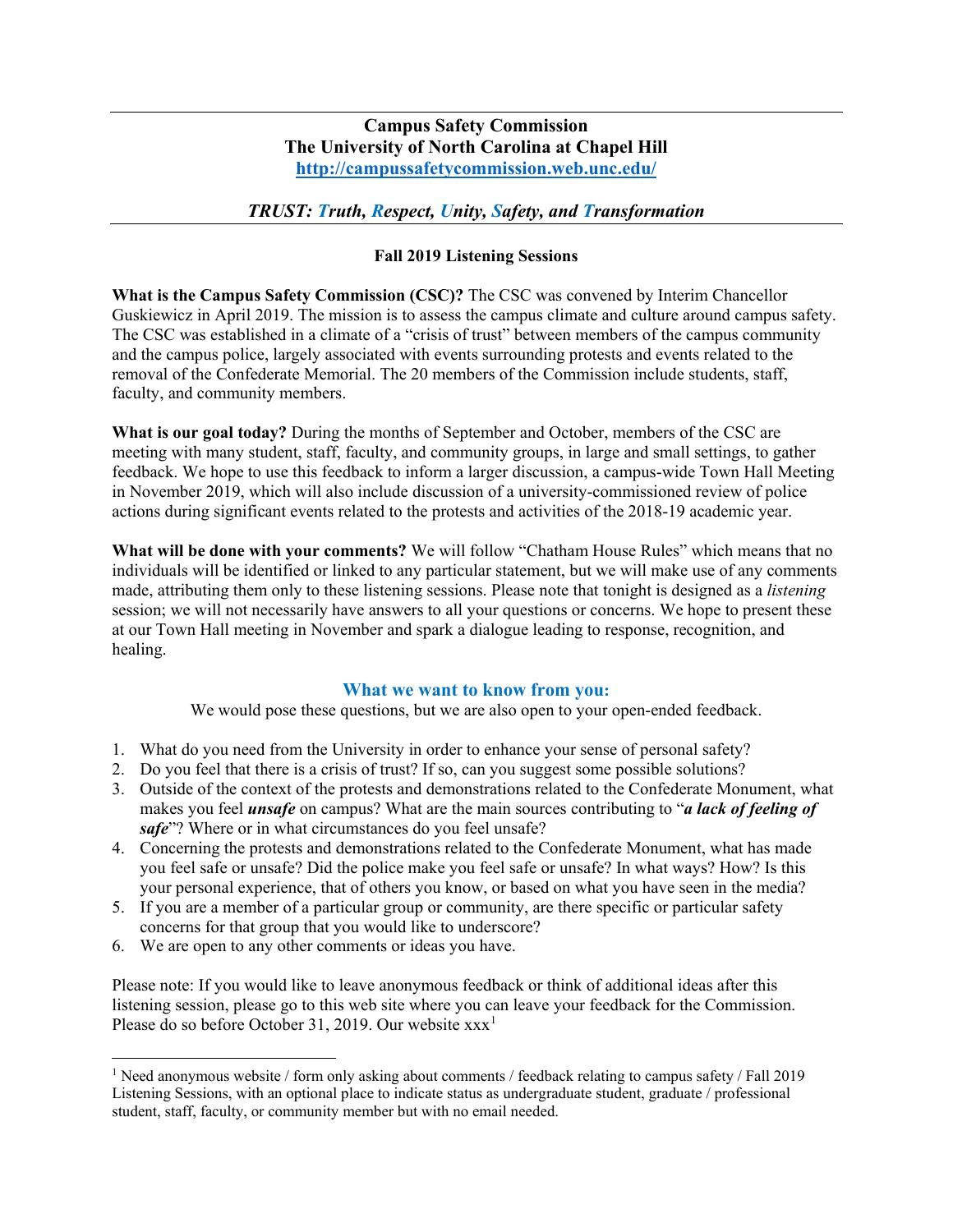**Campus Safety Commission**
**The University of North Carolina at Chapel Hill**
**[http://campussafetycommission.web.unc.edu/](http://campussafetycommission.web.unc.edu/)**

## *TRUST: Truth, Respect, Unity, Safety, and Transformation*

### Fall 2019 Listening Sessions

**What is the Campus Safety Commission (CSC)?** The CSC was convened by Interim Chancellor Guskiewicz in April 2019. The mission is to assess the campus climate and culture around campus safety. The CSC was established in a climate of a "crisis of trust" between members of the campus community and the campus police, largely associated with events surrounding protests and events related to the removal of the Confederate Memorial. The 20 members of the Commission include students, staff, faculty, and community members.

**What is our goal today?** During the months of September and October, members of the CSC are meeting with many student, staff, faculty, and community groups, in large and small settings, to gather feedback. We hope to use this feedback to inform a larger discussion, a campus-wide Town Hall Meeting in November 2019, which will also include discussion of a university-commissioned review of police actions during significant events related to the protests and activities of the 2018-19 academic year.

**What will be done with your comments?** We will follow "Chatham House Rules" which means that no individuals will be identified or linked to any particular statement, but we will make use of any comments made, attributing them only to these listening sessions. Please note that tonight is designed as a *listening* session; we will not necessarily have answers to all your questions or concerns. We hope to present these at our Town Hall meeting in November and spark a dialogue leading to response, recognition, and healing.

### What we want to know from you:

We would pose these questions, but we are also open to your open-ended feedback.

1. What do you need from the University in order to enhance your sense of personal safety?
2. Do you feel that there is a crisis of trust? If so, can you suggest some possible solutions?
3. Outside of the context of the protests and demonstrations related to the Confederate Monument, what makes you feel ***unsafe*** on campus? What are the main sources contributing to "***a lack of feeling of safe***"? Where or in what circumstances do you feel unsafe?
4. Concerning the protests and demonstrations related to the Confederate Monument, what has made you feel safe or unsafe? Did the police make you feel safe or unsafe? In what ways? How? Is this your personal experience, that of others you know, or based on what you have seen in the media?
5. If you are a member of a particular group or community, are there specific or particular safety concerns for that group that you would like to underscore?
6. We are open to any other comments or ideas you have.

Please note: If you would like to leave anonymous feedback or think of additional ideas after this listening session, please go to this web site where you can leave your feedback for the Commission. Please do so before October 31, 2019. Our website xxx[1]

---

[1] Need anonymous website / form only asking about comments / feedback relating to campus safety / Fall 2019 Listening Sessions, with an optional place to indicate status as undergraduate student, graduate / professional student, staff, faculty, or community member but with no email needed.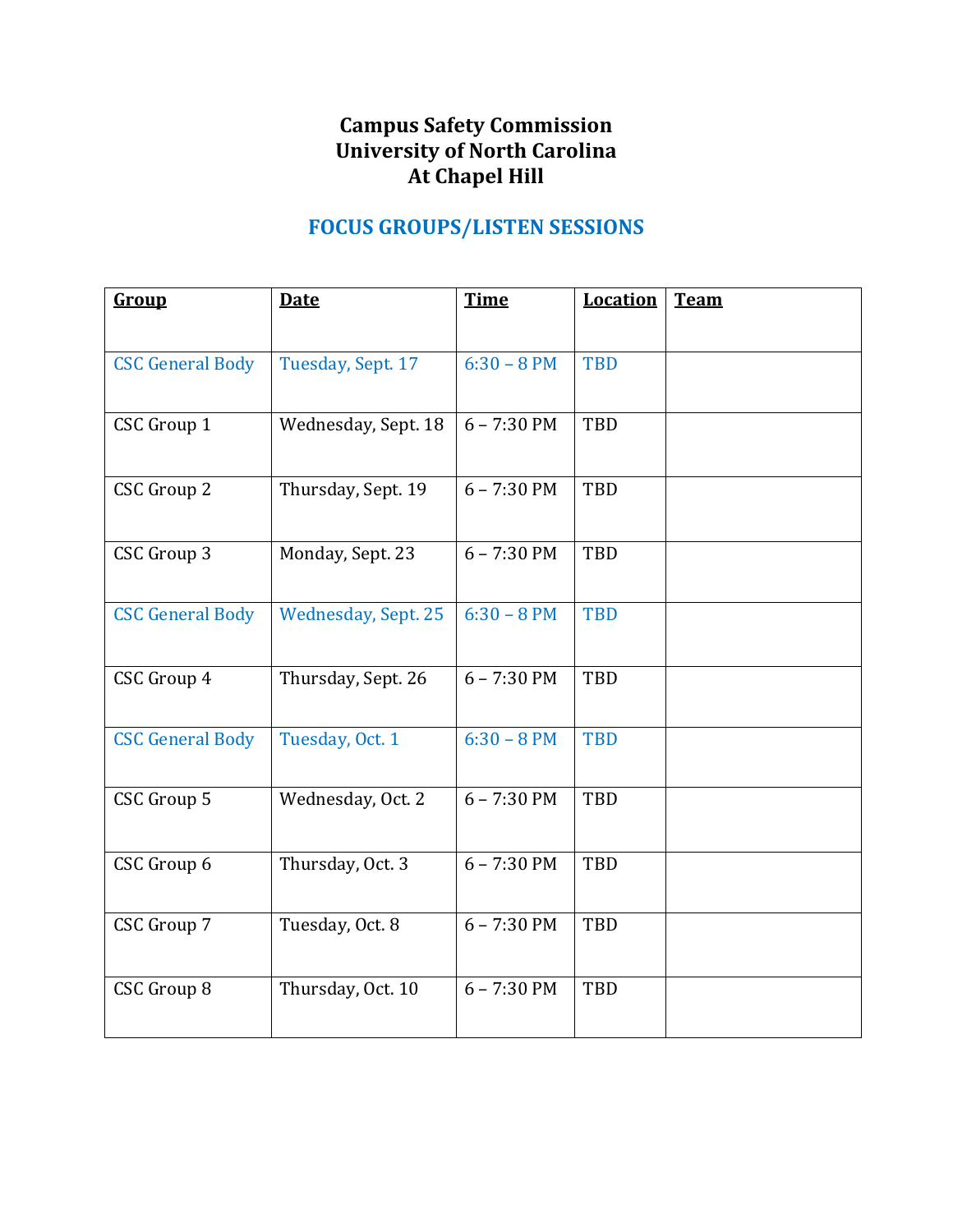# Campus Safety Commission
# University of North Carolina
# At Chapel Hill

## FOCUS GROUPS/LISTEN SESSIONS

| Group | Date | Time | Location | Team |
|---|---|---|---|---|
| CSC General Body | Tuesday, Sept. 17 | 6:30 – 8 PM | TBD | |
| CSC Group 1 | Wednesday, Sept. 18 | 6 – 7:30 PM | TBD | |
| CSC Group 2 | Thursday, Sept. 19 | 6 – 7:30 PM | TBD | |
| CSC Group 3 | Monday, Sept. 23 | 6 – 7:30 PM | TBD | |
| CSC General Body | Wednesday, Sept. 25 | 6:30 – 8 PM | TBD | |
| CSC Group 4 | Thursday, Sept. 26 | 6 – 7:30 PM | TBD | |
| CSC General Body | Tuesday, Oct. 1 | 6:30 – 8 PM | TBD | |
| CSC Group 5 | Wednesday, Oct. 2 | 6 – 7:30 PM | TBD | |
| CSC Group 6 | Thursday, Oct. 3 | 6 – 7:30 PM | TBD | |
| CSC Group 7 | Tuesday, Oct. 8 | 6 – 7:30 PM | TBD | |
| CSC Group 8 | Thursday, Oct. 10 | 6 – 7:30 PM | TBD | |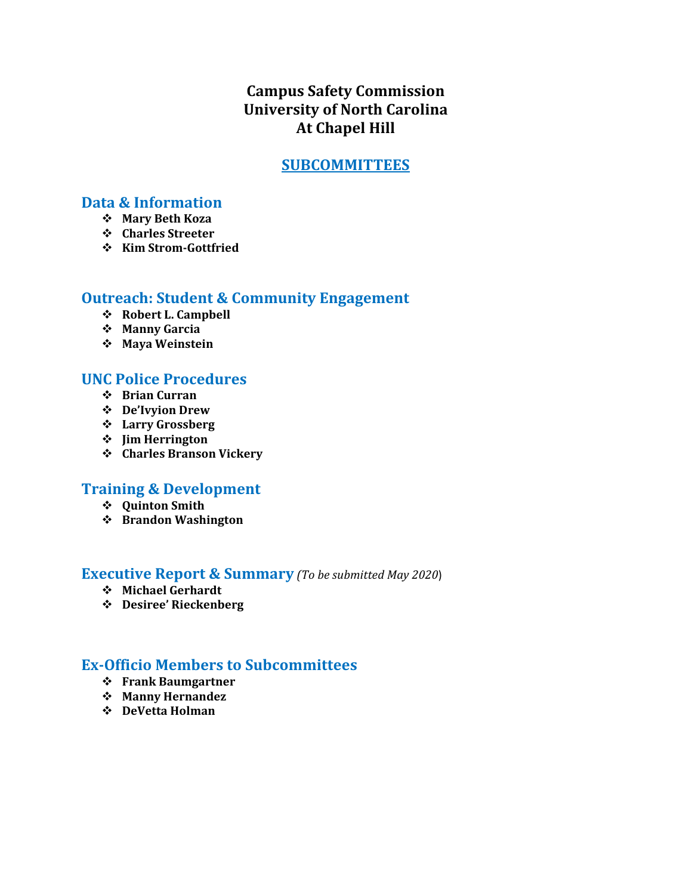**Campus Safety Commission**
**University of North Carolina**
**At Chapel Hill**

# SUBCOMMITTEES

## Data & Information

- **Mary Beth Koza**
- **Charles Streeter**
- **Kim Strom-Gottfried**

## Outreach: Student & Community Engagement

- **Robert L. Campbell**
- **Manny Garcia**
- **Maya Weinstein**

## UNC Police Procedures

- **Brian Curran**
- **De'Ivyion Drew**
- **Larry Grossberg**
- **Jim Herrington**
- **Charles Branson Vickery**

## Training & Development

- **Quinton Smith**
- **Brandon Washington**

## Executive Report & Summary *(To be submitted May 2020)*

- **Michael Gerhardt**
- **Desiree' Rieckenberg**

## Ex-Officio Members to Subcommittees

- **Frank Baumgartner**
- **Manny Hernandez**
- **DeVetta Holman**